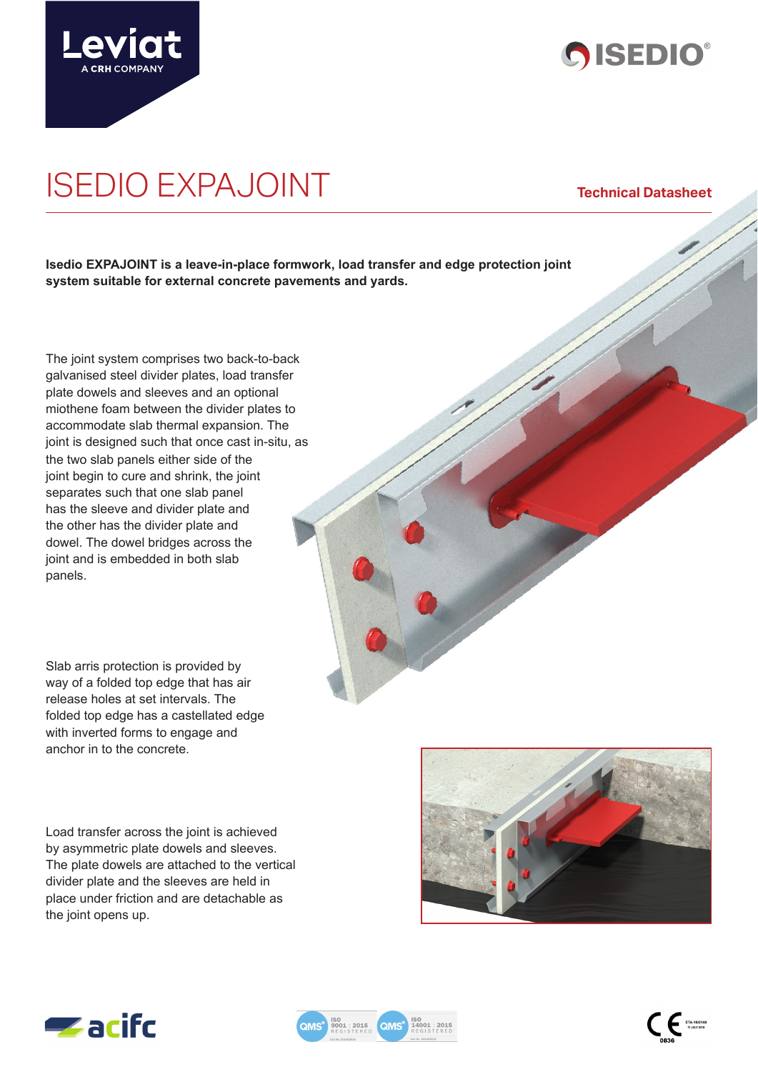# ISEDIO EXPAJOINT

**Technical Datasheet**

**Isedio EXPAJOINT is a leave-in-place formwork, load transfer and edge protection joint system suitable for external concrete pavements and yards.**

The joint system comprises two back-to-back galvanised steel divider plates, load transfer plate dowels and sleeves and an optional miothene foam between the divider plates to accommodate slab thermal expansion. The joint is designed such that once cast in-situ, as the two slab panels either side of the joint begin to cure and shrink, the joint separates such that one slab panel has the sleeve and divider plate and the other has the divider plate and dowel. The dowel bridges across the joint and is embedded in both slab panels.

Slab arris protection is provided by way of a folded top edge that has air release holes at set intervals. The folded top edge has a castellated edge with inverted forms to engage and anchor in to the concrete.

Load transfer across the joint is achieved by asymmetric plate dowels and sleeves. The plate dowels are attached to the vertical divider plate and the sleeves are held in place under friction and are detachable as the joint opens up.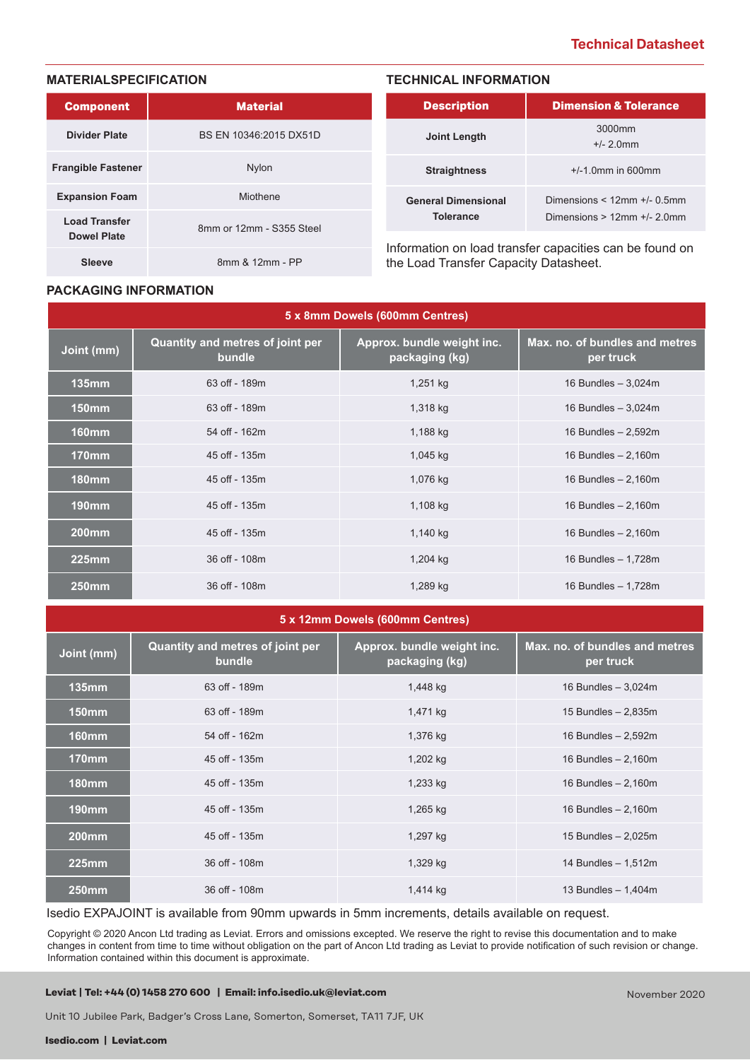## MATERIALSPECIFICATION

| Component | Material |
|---|---|
| Divider Plate | BS EN 10346:2015 DX51D |
| Frangible Fastener | Nylon |
| Expansion Foam | Miothene |
| Load Transfer Dowel Plate | 8mm or 12mm - S355 Steel |
| Sleeve | 8mm & 12mm - PP |

## TECHNICAL INFORMATION

| Description | Dimension & Tolerance |
|---|---|
| Joint Length | 3000mm +/- 2.0mm |
| Straightness | +/-1.0mm in 600mm |
| General Dimensional Tolerance | Dimensions < 12mm +/- 0.5mm<br>Dimensions > 12mm +/- 2.0mm |

Information on load transfer capacities can be found on the Load Transfer Capacity Datasheet.

## PACKAGING INFORMATION

| 5 x 8mm Dowels (600mm Centres) | | | |
|---|---|---|---|
| **Joint (mm)** | **Quantity and metres of joint per bundle** | **Approx. bundle weight inc. packaging (kg)** | **Max. no. of bundles and metres per truck** |
| 135mm | 63 off - 189m | 1,251 kg | 16 Bundles – 3,024m |
| 150mm | 63 off - 189m | 1,318 kg | 16 Bundles – 3,024m |
| 160mm | 54 off - 162m | 1,188 kg | 16 Bundles – 2,592m |
| 170mm | 45 off - 135m | 1,045 kg | 16 Bundles – 2,160m |
| 180mm | 45 off - 135m | 1,076 kg | 16 Bundles – 2,160m |
| 190mm | 45 off - 135m | 1,108 kg | 16 Bundles – 2,160m |
| 200mm | 45 off - 135m | 1,140 kg | 16 Bundles – 2,160m |
| 225mm | 36 off - 108m | 1,204 kg | 16 Bundles – 1,728m |
| 250mm | 36 off - 108m | 1,289 kg | 16 Bundles – 1,728m |

| 5 x 12mm Dowels (600mm Centres) | | | |
|---|---|---|---|
| **Joint (mm)** | **Quantity and metres of joint per bundle** | **Approx. bundle weight inc. packaging (kg)** | **Max. no. of bundles and metres per truck** |
| 135mm | 63 off - 189m | 1,448 kg | 16 Bundles – 3,024m |
| 150mm | 63 off - 189m | 1,471 kg | 15 Bundles – 2,835m |
| 160mm | 54 off - 162m | 1,376 kg | 16 Bundles – 2,592m |
| 170mm | 45 off - 135m | 1,202 kg | 16 Bundles – 2,160m |
| 180mm | 45 off - 135m | 1,233 kg | 16 Bundles – 2,160m |
| 190mm | 45 off - 135m | 1,265 kg | 16 Bundles – 2,160m |
| 200mm | 45 off - 135m | 1,297 kg | 15 Bundles – 2,025m |
| 225mm | 36 off - 108m | 1,329 kg | 14 Bundles – 1,512m |
| 250mm | 36 off - 108m | 1,414 kg | 13 Bundles – 1,404m |

Isedio EXPAJOINT is available from 90mm upwards in 5mm increments, details available on request.

Copyright © 2020 Ancon Ltd trading as Leviat. Errors and omissions excepted. We reserve the right to revise this documentation and to make changes in content from time to time without obligation on the part of Ancon Ltd trading as Leviat to provide notification of such revision or change. Information contained within this document is approximate.

**Leviat | Tel: +44 (0) 1458 270 600 | Email: info.isedio.uk@leviat.com**

November 2020

Unit 10 Jubilee Park, Badger's Cross Lane, Somerton, Somerset, TA11 7JF, UK

**Isedio.com | Leviat.com**